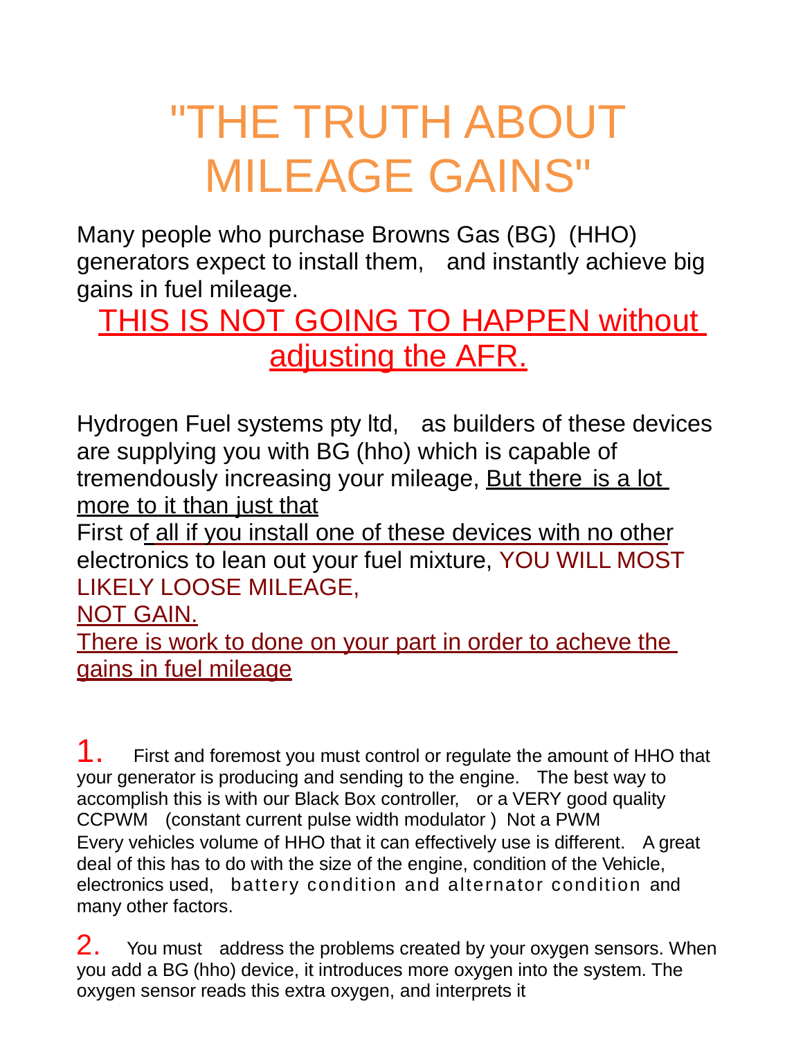# "THE TRUTH ABOUT MILEAGE GAINS"

Many people who purchase Browns Gas (BG) (HHO) generators expect to install them, and instantly achieve big gains in fuel mileage.

**THIS IS NOT GOING TO HAPPEN without adjusting the AFR.**

Hydrogen Fuel systems pty ltd, as builders of these devices are supplying you with BG (hho) which is capable of tremendously increasing your mileage, But there is a lot more to it than just that

First of all if you install one of these devices with no other electronics to lean out your fuel mixture, YOU WILL MOST LIKELY LOOSE MILEAGE,

NOT GAIN.

There is work to done on your part in order to acheve the gains in fuel mileage

1. First and foremost you must control or regulate the amount of HHO that your generator is producing and sending to the engine. The best way to accomplish this is with our Black Box controller, or a VERY good quality CCPWM (constant current pulse width modulator ) Not a PWM
Every vehicles volume of HHO that it can effectively use is different. A great deal of this has to do with the size of the engine, condition of the Vehicle, electronics used, battery condition and alternator condition and many other factors.

2. You must address the problems created by your oxygen sensors. When you add a BG (hho) device, it introduces more oxygen into the system. The oxygen sensor reads this extra oxygen, and interprets it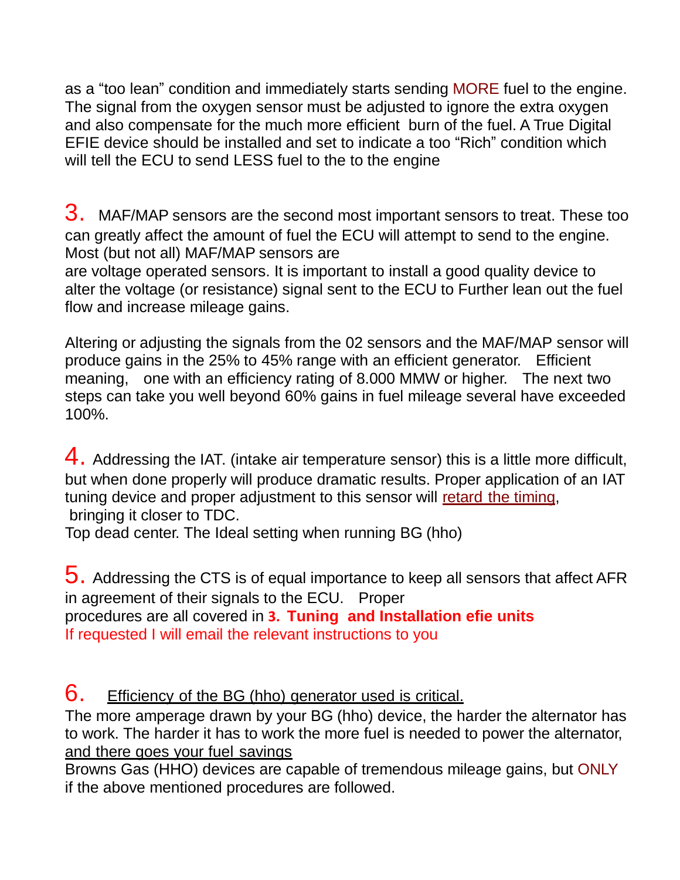as a “too lean” condition and immediately starts sending MORE fuel to the engine. The signal from the oxygen sensor must be adjusted to ignore the extra oxygen and also compensate for the much more efficient burn of the fuel. A True Digital EFIE device should be installed and set to indicate a too “Rich” condition which will tell the ECU to send LESS fuel to the to the engine

3. MAF/MAP sensors are the second most important sensors to treat. These too can greatly affect the amount of fuel the ECU will attempt to send to the engine. Most (but not all) MAF/MAP sensors are
are voltage operated sensors. It is important to install a good quality device to alter the voltage (or resistance) signal sent to the ECU to Further lean out the fuel flow and increase mileage gains.

Altering or adjusting the signals from the 02 sensors and the MAF/MAP sensor will produce gains in the 25% to 45% range with an efficient generator. Efficient meaning, one with an efficiency rating of 8.000 MMW or higher. The next two steps can take you well beyond 60% gains in fuel mileage several have exceeded 100%.

4. Addressing the IAT. (intake air temperature sensor) this is a little more difficult, but when done properly will produce dramatic results. Proper application of an IAT tuning device and proper adjustment to this sensor will <u>retard the timing</u>, bringing it closer to TDC.
Top dead center. The Ideal setting when running BG (hho)

5. Addressing the CTS is of equal importance to keep all sensors that affect AFR in agreement of their signals to the ECU. Proper
procedures are all covered in **3. Tuning and Installation efie units**
If requested I will email the relevant instructions to you

6. <u>Efficiency of the BG (hho) generator used is critical.</u>
The more amperage drawn by your BG (hho) device, the harder the alternator has to work. The harder it has to work the more fuel is needed to power the alternator, <u>and there goes your fuel savings</u>
Browns Gas (HHO) devices are capable of tremendous mileage gains, but ONLY if the above mentioned procedures are followed.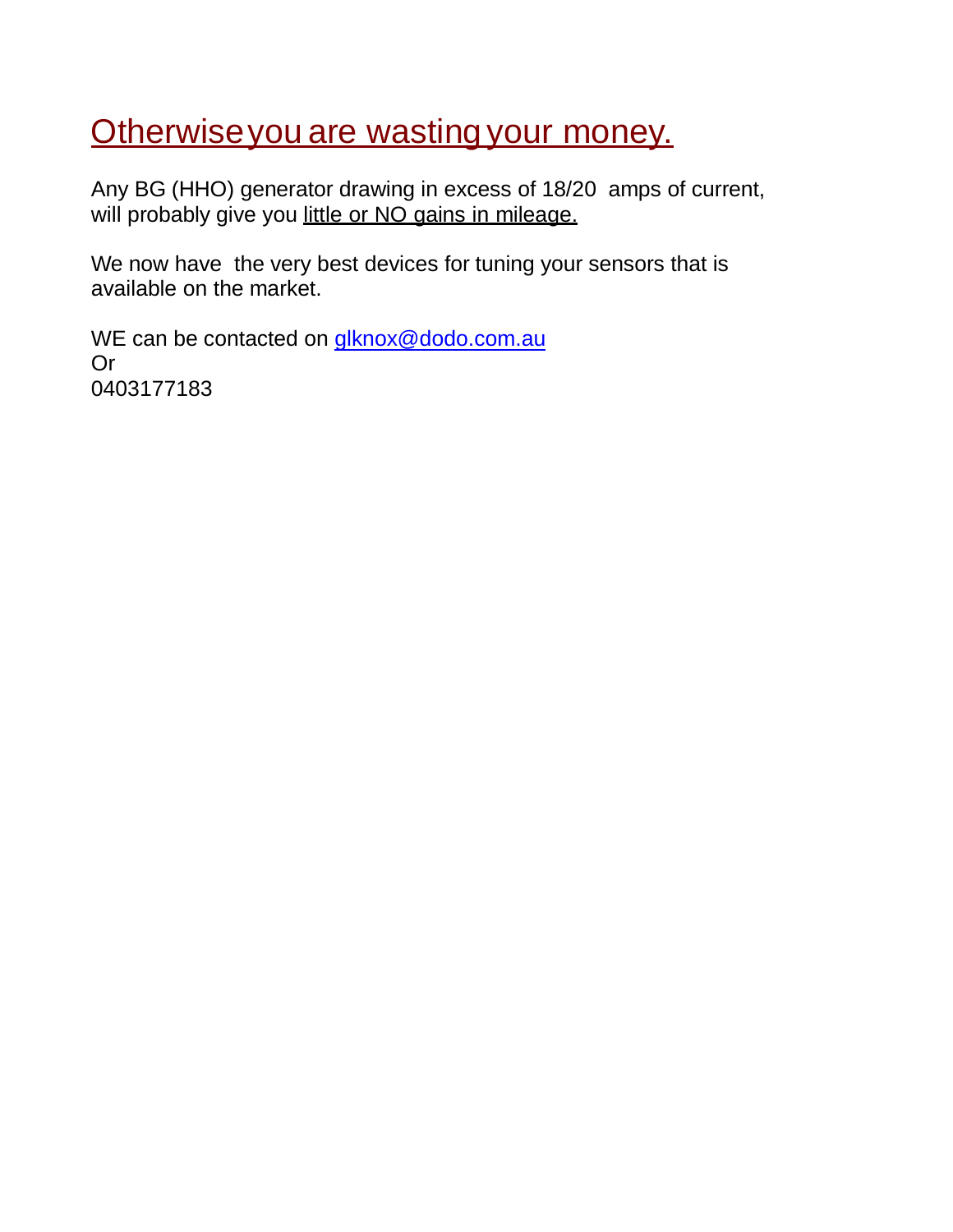# Otherwise you are wasting your money.

Any BG (HHO) generator drawing in excess of 18/20 amps of current, will probably give you little or NO gains in mileage.

We now have the very best devices for tuning your sensors that is available on the market.

WE can be contacted on glknox@dodo.com.au
Or
0403177183